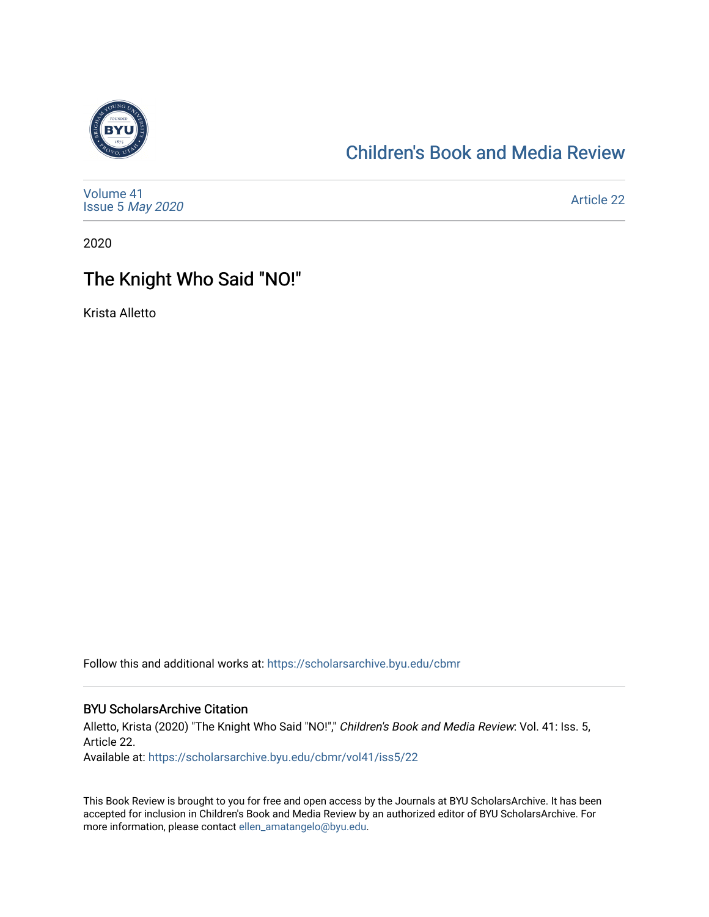Children's Book and Media Review

Volume 41
Issue 5 *May 2020*

Article 22

2020

# The Knight Who Said "NO!"

Krista Alletto

Follow this and additional works at: https://scholarsarchive.byu.edu/cbmr

## BYU ScholarsArchive Citation

Alletto, Krista (2020) "The Knight Who Said "NO!"," *Children's Book and Media Review*: Vol. 41: Iss. 5, Article 22.
Available at: https://scholarsarchive.byu.edu/cbmr/vol41/iss5/22

This Book Review is brought to you for free and open access by the Journals at BYU ScholarsArchive. It has been accepted for inclusion in Children's Book and Media Review by an authorized editor of BYU ScholarsArchive. For more information, please contact ellen_amatangelo@byu.edu.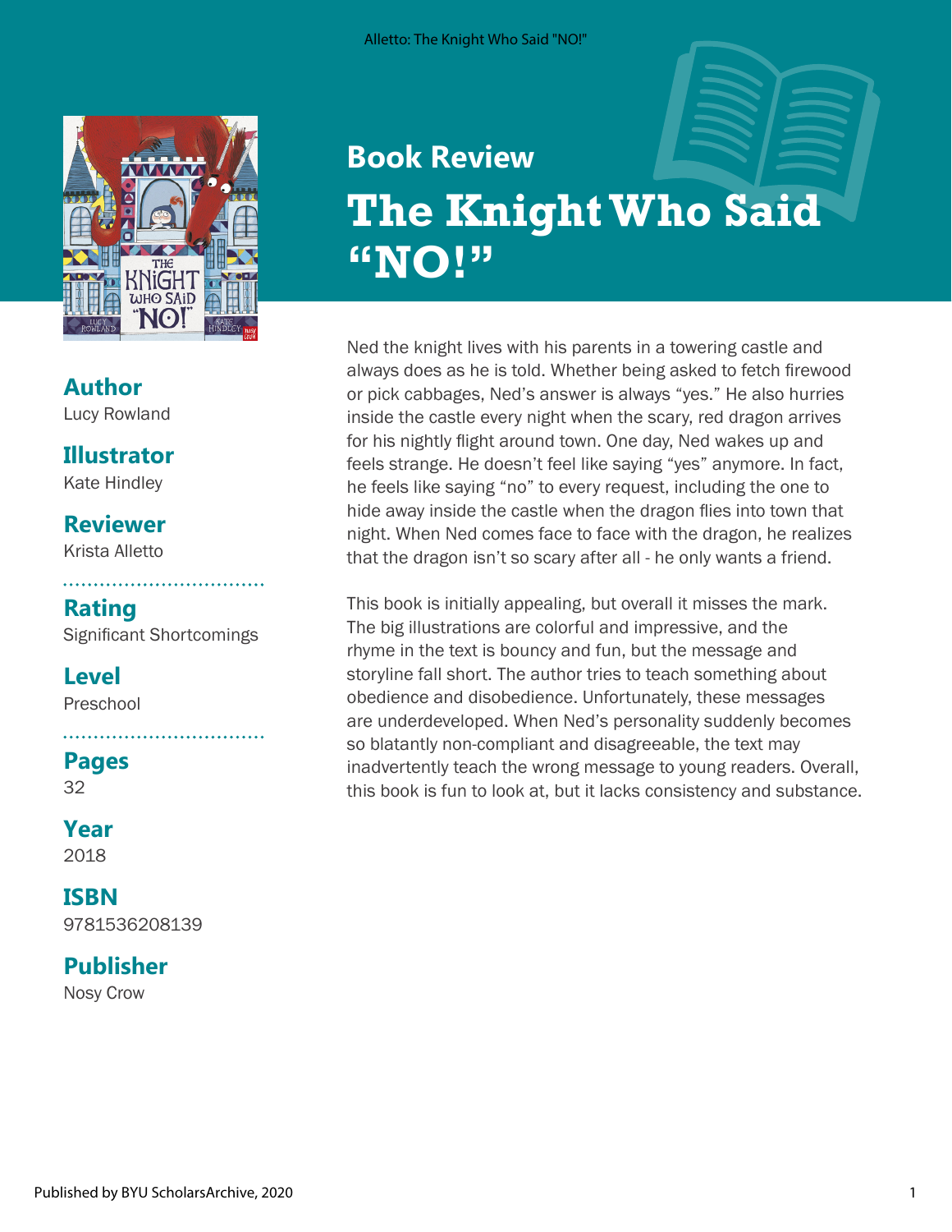## Book Review

# The Knight Who Said "NO!"

**Author**
Lucy Rowland

**Illustrator**
Kate Hindley

**Reviewer**
Krista Alletto

**Rating**
Significant Shortcomings

**Level**
Preschool

**Pages**
32

**Year**
2018

**ISBN**
9781536208139

**Publisher**
Nosy Crow

Ned the knight lives with his parents in a towering castle and always does as he is told. Whether being asked to fetch firewood or pick cabbages, Ned's answer is always "yes." He also hurries inside the castle every night when the scary, red dragon arrives for his nightly flight around town. One day, Ned wakes up and feels strange. He doesn't feel like saying "yes" anymore. In fact, he feels like saying "no" to every request, including the one to hide away inside the castle when the dragon flies into town that night. When Ned comes face to face with the dragon, he realizes that the dragon isn't so scary after all - he only wants a friend.

This book is initially appealing, but overall it misses the mark. The big illustrations are colorful and impressive, and the rhyme in the text is bouncy and fun, but the message and storyline fall short. The author tries to teach something about obedience and disobedience. Unfortunately, these messages are underdeveloped. When Ned's personality suddenly becomes so blatantly non-compliant and disagreeable, the text may inadvertently teach the wrong message to young readers. Overall, this book is fun to look at, but it lacks consistency and substance.